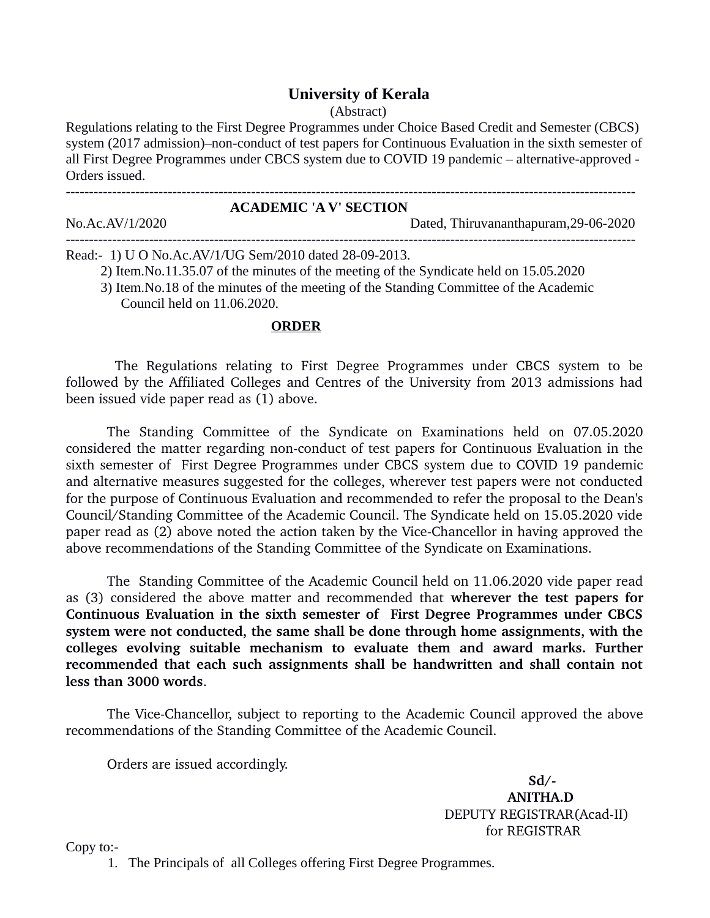# University of Kerala

(Abstract)

Regulations relating to the First Degree Programmes under Choice Based Credit and Semester (CBCS) system (2017 admission)–non-conduct of test papers for Continuous Evaluation in the sixth semester of all First Degree Programmes under CBCS system due to COVID 19 pandemic – alternative-approved - Orders issued.

---

**ACADEMIC 'A V' SECTION**

No.Ac.AV/1/2020 Dated, Thiruvananthapuram,29-06-2020

---

Read:-
1) U O No.Ac.AV/1/UG Sem/2010 dated 28-09-2013.
2) Item.No.11.35.07 of the minutes of the meeting of the Syndicate held on 15.05.2020
3) Item.No.18 of the minutes of the meeting of the Standing Committee of the Academic Council held on 11.06.2020.

**ORDER**

The Regulations relating to First Degree Programmes under CBCS system to be followed by the Affiliated Colleges and Centres of the University from 2013 admissions had been issued vide paper read as (1) above.

The Standing Committee of the Syndicate on Examinations held on 07.05.2020 considered the matter regarding non-conduct of test papers for Continuous Evaluation in the sixth semester of First Degree Programmes under CBCS system due to COVID 19 pandemic and alternative measures suggested for the colleges, wherever test papers were not conducted for the purpose of Continuous Evaluation and recommended to refer the proposal to the Dean's Council/Standing Committee of the Academic Council. The Syndicate held on 15.05.2020 vide paper read as (2) above noted the action taken by the Vice-Chancellor in having approved the above recommendations of the Standing Committee of the Syndicate on Examinations.

The Standing Committee of the Academic Council held on 11.06.2020 vide paper read as (3) considered the above matter and recommended that **wherever the test papers for Continuous Evaluation in the sixth semester of First Degree Programmes under CBCS system were not conducted, the same shall be done through home assignments, with the colleges evolving suitable mechanism to evaluate them and award marks. Further recommended that each such assignments shall be handwritten and shall contain not less than 3000 words**.

The Vice-Chancellor, subject to reporting to the Academic Council approved the above recommendations of the Standing Committee of the Academic Council.

Orders are issued accordingly.

Sd/-
**ANITHA.D**
DEPUTY REGISTRAR(Acad-II)
for REGISTRAR

Copy to:-

1. The Principals of all Colleges offering First Degree Programmes.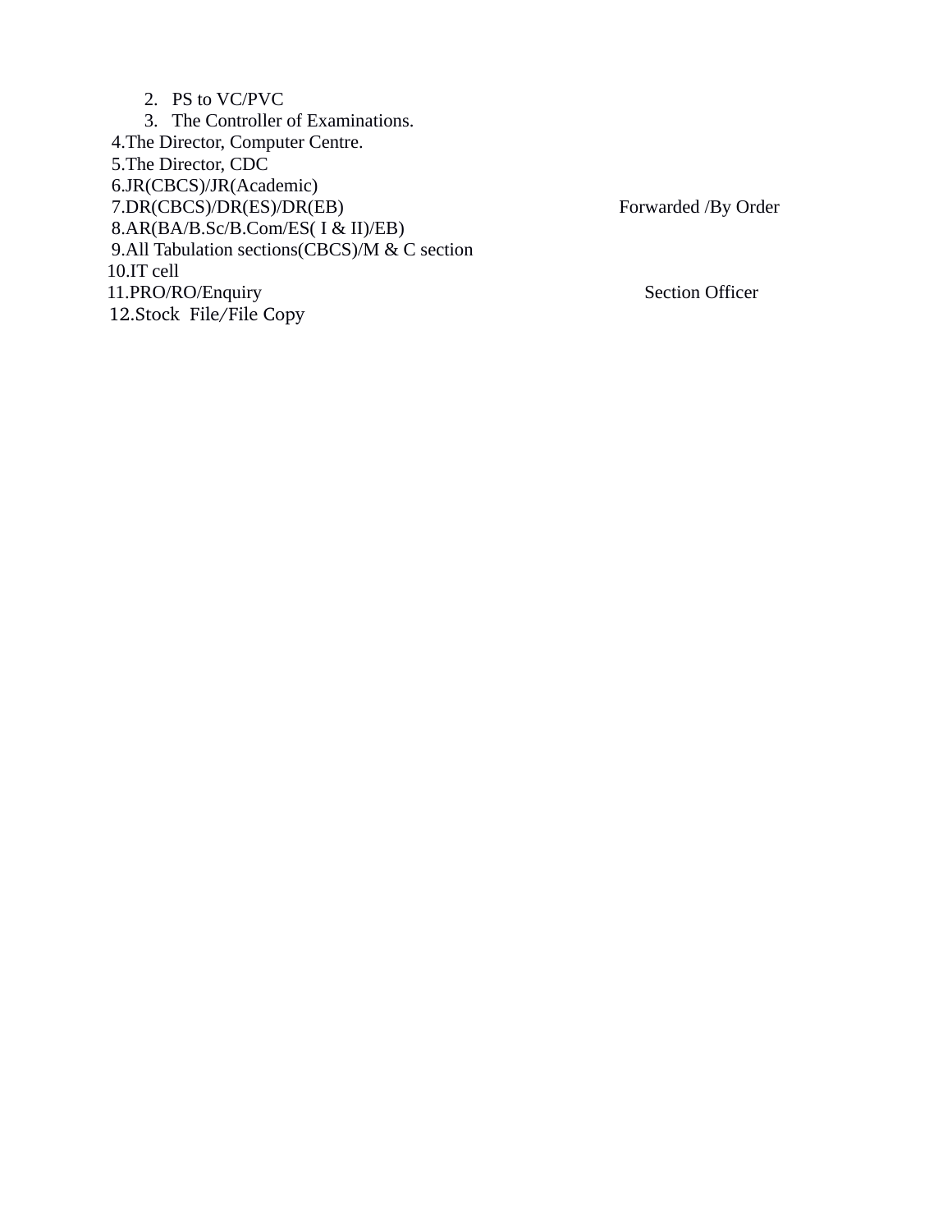2. PS to VC/PVC
3. The Controller of Examinations.
4. The Director, Computer Centre.
5. The Director, CDC
6. JR(CBCS)/JR(Academic)
7. DR(CBCS)/DR(ES)/DR(EB)
8. AR(BA/B.Sc/B.Com/ES( I & II)/EB)
9. All Tabulation sections(CBCS)/M & C section
10. IT cell
11. PRO/RO/Enquiry
12. Stock File/File Copy

Forwarded /By Order

Section Officer